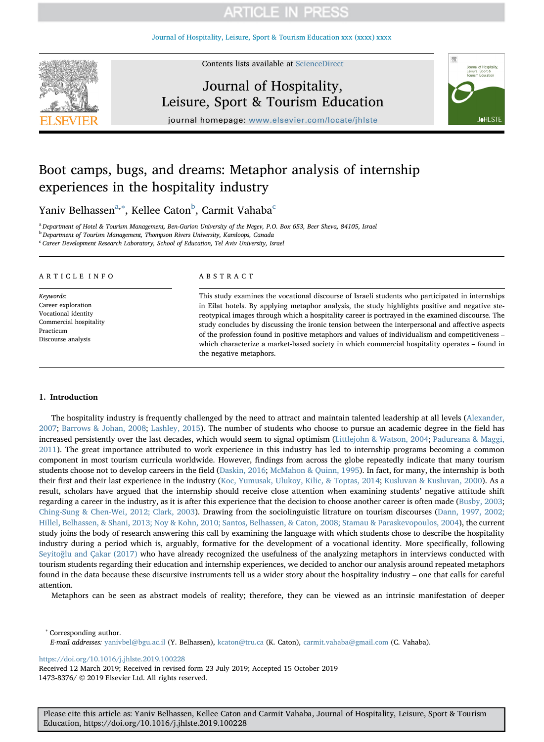# Boot camps, bugs, and dreams: Metaphor analysis of internship experiences in the hospitality industry

Yaniv Belhassen[a,*], Kellee Caton[b], Carmit Vahaba[c]

[a] Department of Hotel & Tourism Management, Ben-Gurion University of the Negev, P.O. Box 653, Beer Sheva, 84105, Israel
[b] Department of Tourism Management, Thompson Rivers University, Kamloops, Canada
[c] Career Development Research Laboratory, School of Education, Tel Aviv University, Israel

## ARTICLE INFO

*Keywords:*
Career exploration
Vocational identity
Commercial hospitality
Practicum
Discourse analysis

## ABSTRACT

This study examines the vocational discourse of Israeli students who participated in internships in Eilat hotels. By applying metaphor analysis, the study highlights positive and negative stereotypical images through which a hospitality career is portrayed in the examined discourse. The study concludes by discussing the ironic tension between the interpersonal and affective aspects of the profession found in positive metaphors and values of individualism and competitiveness – which characterize a market-based society in which commercial hospitality operates – found in the negative metaphors.

## 1. Introduction

The hospitality industry is frequently challenged by the need to attract and maintain talented leadership at all levels (Alexander, 2007; Barrows & Johan, 2008; Lashley, 2015). The number of students who choose to pursue an academic degree in the field has increased persistently over the last decades, which would seem to signal optimism (Littlejohn & Watson, 2004; Padureana & Maggi, 2011). The great importance attributed to work experience in this industry has led to internship programs becoming a common component in most tourism curricula worldwide. However, findings from across the globe repeatedly indicate that many tourism students choose not to develop careers in the field (Daskin, 2016; McMahon & Quinn, 1995). In fact, for many, the internship is both their first and their last experience in the industry (Koc, Yumusak, Ulukoy, Kilic, & Toptas, 2014; Kusluvan & Kusluvan, 2000). As a result, scholars have argued that the internship should receive close attention when examining students' negative attitude shift regarding a career in the industry, as it is after this experience that the decision to choose another career is often made (Busby, 2003; Ching-Sung & Chen-Wei, 2012; Clark, 2003). Drawing from the sociolinguistic literature on tourism discourses (Dann, 1997, 2002; Hillel, Belhassen, & Shani, 2013; Noy & Kohn, 2010; Santos, Belhassen, & Caton, 2008; Stamau & Paraskevopoulos, 2004), the current study joins the body of research answering this call by examining the language with which students chose to describe the hospitality industry during a period which is, arguably, formative for the development of a vocational identity. More specifically, following Seyitoğlu and Çakar (2017) who have already recognized the usefulness of the analyzing metaphors in interviews conducted with tourism students regarding their education and internship experiences, we decided to anchor our analysis around repeated metaphors found in the data because these discursive instruments tell us a wider story about the hospitality industry – one that calls for careful attention.

Metaphors can be seen as abstract models of reality; therefore, they can be viewed as an intrinsic manifestation of deeper

---

[*] Corresponding author.
*E-mail addresses:* yanivbel@bgu.ac.il (Y. Belhassen), kcaton@tru.ca (K. Caton), carmit.vahaba@gmail.com (C. Vahaba).

https://doi.org/10.1016/j.jhlste.2019.100228
Received 12 March 2019; Received in revised form 23 July 2019; Accepted 15 October 2019
1473-8376/ © 2019 Elsevier Ltd. All rights reserved.

Please cite this article as: Yaniv Belhassen, Kellee Caton and Carmit Vahaba, Journal of Hospitality, Leisure, Sport & Tourism Education, https://doi.org/10.1016/j.jhlste.2019.100228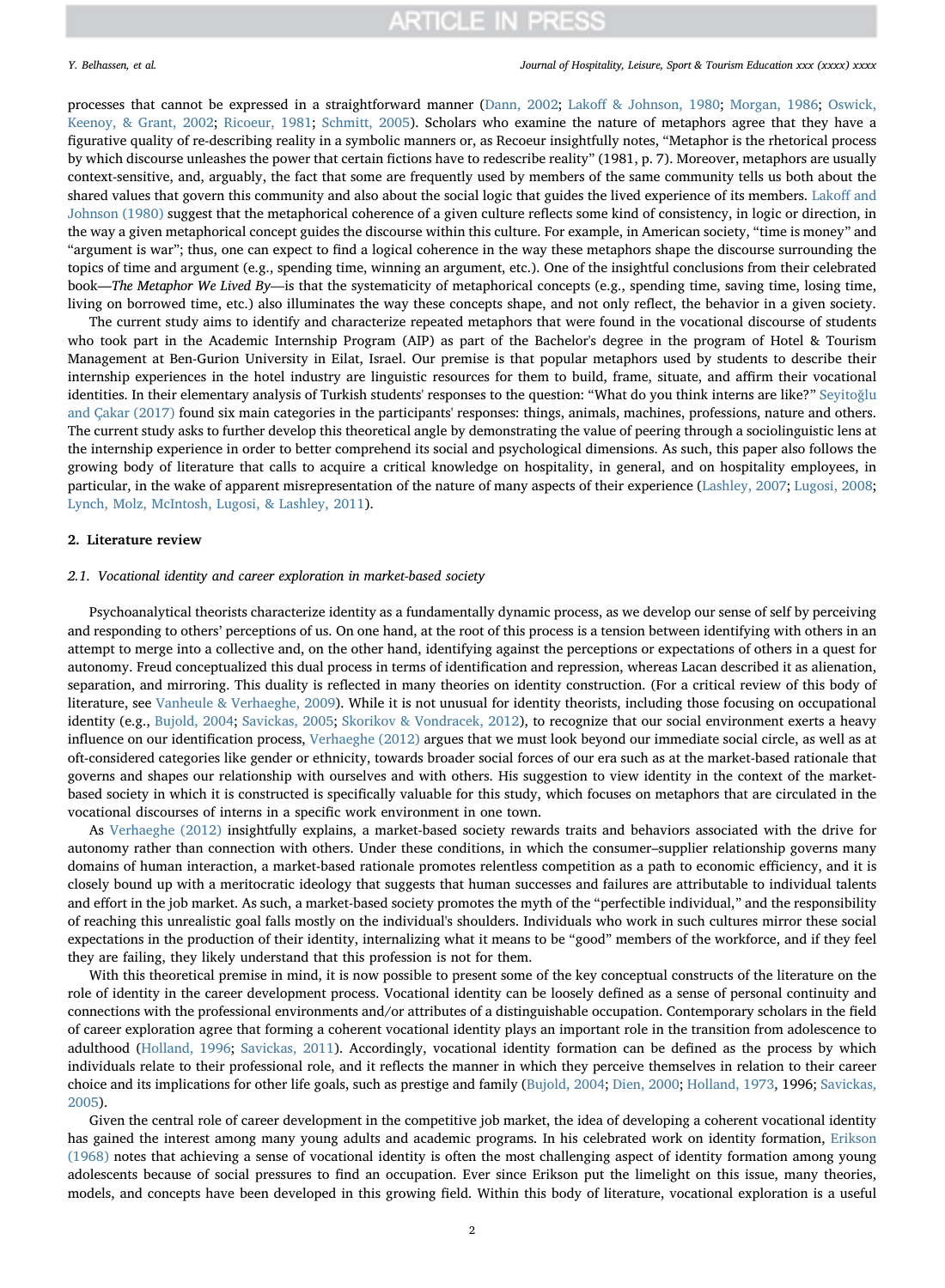processes that cannot be expressed in a straightforward manner (Dann, 2002; Lakoff & Johnson, 1980; Morgan, 1986; Oswick, Keenoy, & Grant, 2002; Ricoeur, 1981; Schmitt, 2005). Scholars who examine the nature of metaphors agree that they have a figurative quality of re-describing reality in a symbolic manners or, as Recoeur insightfully notes, "Metaphor is the rhetorical process by which discourse unleashes the power that certain fictions have to redescribe reality" (1981, p. 7). Moreover, metaphors are usually context-sensitive, and, arguably, the fact that some are frequently used by members of the same community tells us both about the shared values that govern this community and also about the social logic that guides the lived experience of its members. Lakoff and Johnson (1980) suggest that the metaphorical coherence of a given culture reflects some kind of consistency, in logic or direction, in the way a given metaphorical concept guides the discourse within this culture. For example, in American society, "time is money" and "argument is war"; thus, one can expect to find a logical coherence in the way these metaphors shape the discourse surrounding the topics of time and argument (e.g., spending time, winning an argument, etc.). One of the insightful conclusions from their celebrated book—*The Metaphor We Lived By*—is that the systematicity of metaphorical concepts (e.g., spending time, saving time, losing time, living on borrowed time, etc.) also illuminates the way these concepts shape, and not only reflect, the behavior in a given society.

The current study aims to identify and characterize repeated metaphors that were found in the vocational discourse of students who took part in the Academic Internship Program (AIP) as part of the Bachelor's degree in the program of Hotel & Tourism Management at Ben-Gurion University in Eilat, Israel. Our premise is that popular metaphors used by students to describe their internship experiences in the hotel industry are linguistic resources for them to build, frame, situate, and affirm their vocational identities. In their elementary analysis of Turkish students' responses to the question: "What do you think interns are like?" Seyitoğlu and Çakar (2017) found six main categories in the participants' responses: things, animals, machines, professions, nature and others. The current study asks to further develop this theoretical angle by demonstrating the value of peering through a sociolinguistic lens at the internship experience in order to better comprehend its social and psychological dimensions. As such, this paper also follows the growing body of literature that calls to acquire a critical knowledge on hospitality, in general, and on hospitality employees, in particular, in the wake of apparent misrepresentation of the nature of many aspects of their experience (Lashley, 2007; Lugosi, 2008; Lynch, Molz, McIntosh, Lugosi, & Lashley, 2011).

## 2. Literature review

### 2.1. Vocational identity and career exploration in market-based society

Psychoanalytical theorists characterize identity as a fundamentally dynamic process, as we develop our sense of self by perceiving and responding to others' perceptions of us. On one hand, at the root of this process is a tension between identifying with others in an attempt to merge into a collective and, on the other hand, identifying against the perceptions or expectations of others in a quest for autonomy. Freud conceptualized this dual process in terms of identification and repression, whereas Lacan described it as alienation, separation, and mirroring. This duality is reflected in many theories on identity construction. (For a critical review of this body of literature, see Vanheule & Verhaeghe, 2009). While it is not unusual for identity theorists, including those focusing on occupational identity (e.g., Bujold, 2004; Savickas, 2005; Skorikov & Vondracek, 2012), to recognize that our social environment exerts a heavy influence on our identification process, Verhaeghe (2012) argues that we must look beyond our immediate social circle, as well as at oft-considered categories like gender or ethnicity, towards broader social forces of our era such as at the market-based rationale that governs and shapes our relationship with ourselves and with others. His suggestion to view identity in the context of the market-based society in which it is constructed is specifically valuable for this study, which focuses on metaphors that are circulated in the vocational discourses of interns in a specific work environment in one town.

As Verhaeghe (2012) insightfully explains, a market-based society rewards traits and behaviors associated with the drive for autonomy rather than connection with others. Under these conditions, in which the consumer–supplier relationship governs many domains of human interaction, a market-based rationale promotes relentless competition as a path to economic efficiency, and it is closely bound up with a meritocratic ideology that suggests that human successes and failures are attributable to individual talents and effort in the job market. As such, a market-based society promotes the myth of the "perfectible individual," and the responsibility of reaching this unrealistic goal falls mostly on the individual's shoulders. Individuals who work in such cultures mirror these social expectations in the production of their identity, internalizing what it means to be "good" members of the workforce, and if they feel they are failing, they likely understand that this profession is not for them.

With this theoretical premise in mind, it is now possible to present some of the key conceptual constructs of the literature on the role of identity in the career development process. Vocational identity can be loosely defined as a sense of personal continuity and connections with the professional environments and/or attributes of a distinguishable occupation. Contemporary scholars in the field of career exploration agree that forming a coherent vocational identity plays an important role in the transition from adolescence to adulthood (Holland, 1996; Savickas, 2011). Accordingly, vocational identity formation can be defined as the process by which individuals relate to their professional role, and it reflects the manner in which they perceive themselves in relation to their career choice and its implications for other life goals, such as prestige and family (Bujold, 2004; Dien, 2000; Holland, 1973, 1996; Savickas, 2005).

Given the central role of career development in the competitive job market, the idea of developing a coherent vocational identity has gained the interest among many young adults and academic programs. In his celebrated work on identity formation, Erikson (1968) notes that achieving a sense of vocational identity is often the most challenging aspect of identity formation among young adolescents because of social pressures to find an occupation. Ever since Erikson put the limelight on this issue, many theories, models, and concepts have been developed in this growing field. Within this body of literature, vocational exploration is a useful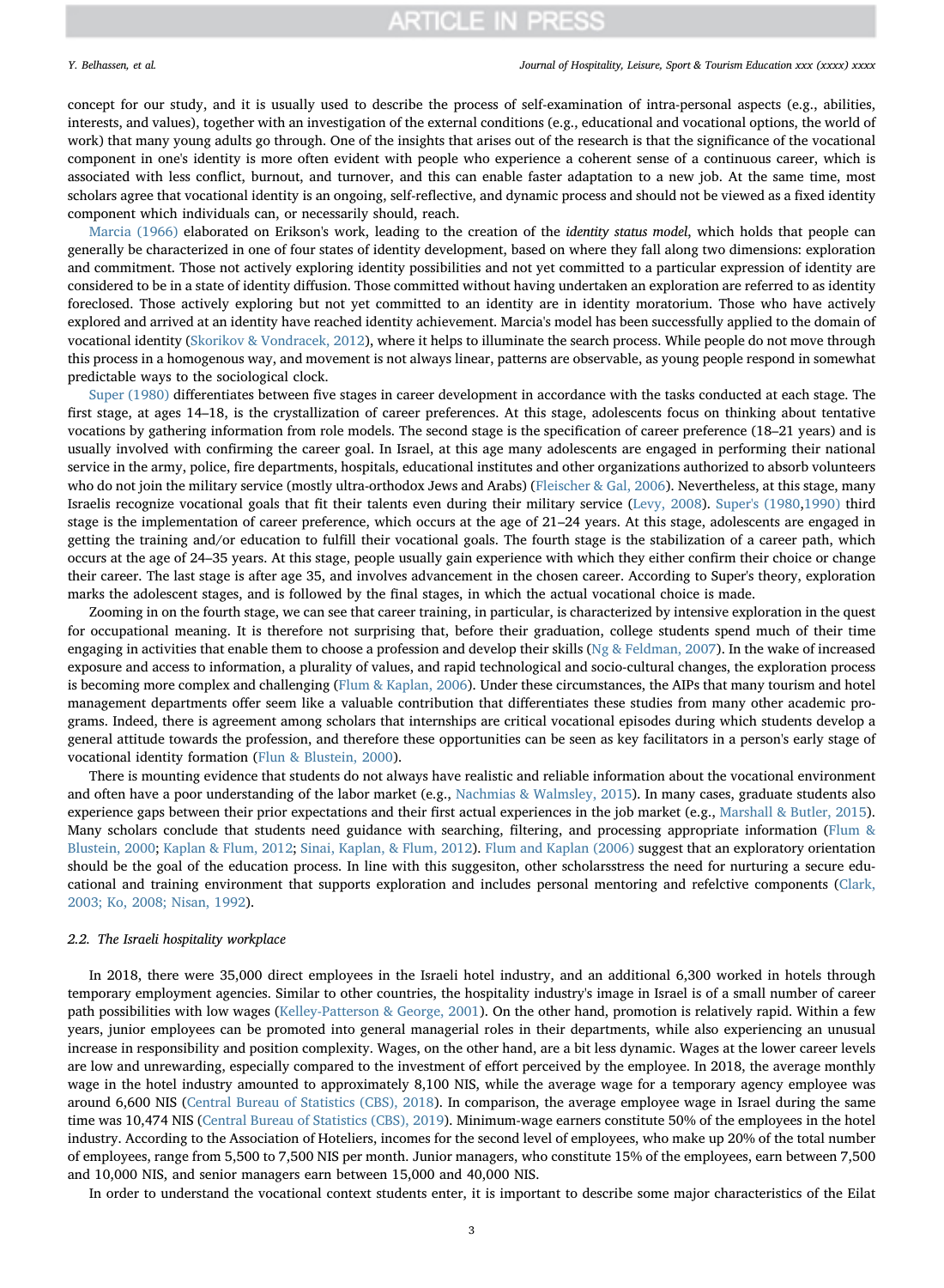concept for our study, and it is usually used to describe the process of self-examination of intra-personal aspects (e.g., abilities, interests, and values), together with an investigation of the external conditions (e.g., educational and vocational options, the world of work) that many young adults go through. One of the insights that arises out of the research is that the significance of the vocational component in one's identity is more often evident with people who experience a coherent sense of a continuous career, which is associated with less conflict, burnout, and turnover, and this can enable faster adaptation to a new job. At the same time, most scholars agree that vocational identity is an ongoing, self-reflective, and dynamic process and should not be viewed as a fixed identity component which individuals can, or necessarily should, reach.

Marcia (1966) elaborated on Erikson's work, leading to the creation of the *identity status model*, which holds that people can generally be characterized in one of four states of identity development, based on where they fall along two dimensions: exploration and commitment. Those not actively exploring identity possibilities and not yet committed to a particular expression of identity are considered to be in a state of identity diffusion. Those committed without having undertaken an exploration are referred to as identity foreclosed. Those actively exploring but not yet committed to an identity are in identity moratorium. Those who have actively explored and arrived at an identity have reached identity achievement. Marcia's model has been successfully applied to the domain of vocational identity (Skorikov & Vondracek, 2012), where it helps to illuminate the search process. While people do not move through this process in a homogenous way, and movement is not always linear, patterns are observable, as young people respond in somewhat predictable ways to the sociological clock.

Super (1980) differentiates between five stages in career development in accordance with the tasks conducted at each stage. The first stage, at ages 14–18, is the crystallization of career preferences. At this stage, adolescents focus on thinking about tentative vocations by gathering information from role models. The second stage is the specification of career preference (18–21 years) and is usually involved with confirming the career goal. In Israel, at this age many adolescents are engaged in performing their national service in the army, police, fire departments, hospitals, educational institutes and other organizations authorized to absorb volunteers who do not join the military service (mostly ultra-orthodox Jews and Arabs) (Fleischer & Gal, 2006). Nevertheless, at this stage, many Israelis recognize vocational goals that fit their talents even during their military service (Levy, 2008). Super's (1980,1990) third stage is the implementation of career preference, which occurs at the age of 21–24 years. At this stage, adolescents are engaged in getting the training and/or education to fulfill their vocational goals. The fourth stage is the stabilization of a career path, which occurs at the age of 24–35 years. At this stage, people usually gain experience with which they either confirm their choice or change their career. The last stage is after age 35, and involves advancement in the chosen career. According to Super's theory, exploration marks the adolescent stages, and is followed by the final stages, in which the actual vocational choice is made.

Zooming in on the fourth stage, we can see that career training, in particular, is characterized by intensive exploration in the quest for occupational meaning. It is therefore not surprising that, before their graduation, college students spend much of their time engaging in activities that enable them to choose a profession and develop their skills (Ng & Feldman, 2007). In the wake of increased exposure and access to information, a plurality of values, and rapid technological and socio-cultural changes, the exploration process is becoming more complex and challenging (Flum & Kaplan, 2006). Under these circumstances, the AIPs that many tourism and hotel management departments offer seem like a valuable contribution that differentiates these studies from many other academic programs. Indeed, there is agreement among scholars that internships are critical vocational episodes during which students develop a general attitude towards the profession, and therefore these opportunities can be seen as key facilitators in a person's early stage of vocational identity formation (Flun & Blustein, 2000).

There is mounting evidence that students do not always have realistic and reliable information about the vocational environment and often have a poor understanding of the labor market (e.g., Nachmias & Walmsley, 2015). In many cases, graduate students also experience gaps between their prior expectations and their first actual experiences in the job market (e.g., Marshall & Butler, 2015). Many scholars conclude that students need guidance with searching, filtering, and processing appropriate information (Flum & Blustein, 2000; Kaplan & Flum, 2012; Sinai, Kaplan, & Flum, 2012). Flum and Kaplan (2006) suggest that an exploratory orientation should be the goal of the education process. In line with this suggesiton, other scholarsstress the need for nurturing a secure educational and training environment that supports exploration and includes personal mentoring and refelctive components (Clark, 2003; Ko, 2008; Nisan, 1992).

### 2.2. The Israeli hospitality workplace

In 2018, there were 35,000 direct employees in the Israeli hotel industry, and an additional 6,300 worked in hotels through temporary employment agencies. Similar to other countries, the hospitality industry's image in Israel is of a small number of career path possibilities with low wages (Kelley-Patterson & George, 2001). On the other hand, promotion is relatively rapid. Within a few years, junior employees can be promoted into general managerial roles in their departments, while also experiencing an unusual increase in responsibility and position complexity. Wages, on the other hand, are a bit less dynamic. Wages at the lower career levels are low and unrewarding, especially compared to the investment of effort perceived by the employee. In 2018, the average monthly wage in the hotel industry amounted to approximately 8,100 NIS, while the average wage for a temporary agency employee was around 6,600 NIS (Central Bureau of Statistics (CBS), 2018). In comparison, the average employee wage in Israel during the same time was 10,474 NIS (Central Bureau of Statistics (CBS), 2019). Minimum-wage earners constitute 50% of the employees in the hotel industry. According to the Association of Hoteliers, incomes for the second level of employees, who make up 20% of the total number of employees, range from 5,500 to 7,500 NIS per month. Junior managers, who constitute 15% of the employees, earn between 7,500 and 10,000 NIS, and senior managers earn between 15,000 and 40,000 NIS.

In order to understand the vocational context students enter, it is important to describe some major characteristics of the Eilat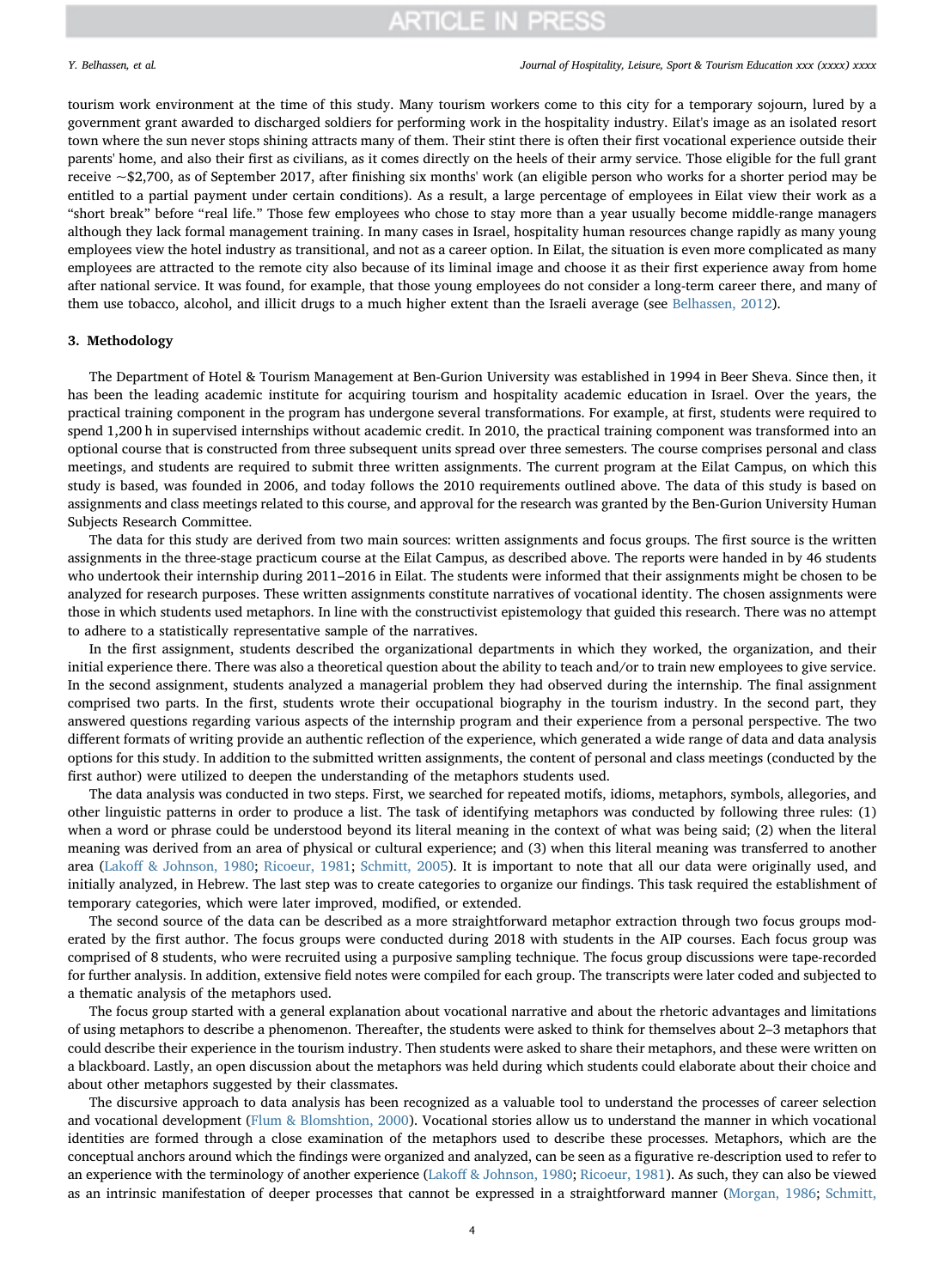tourism work environment at the time of this study. Many tourism workers come to this city for a temporary sojourn, lured by a government grant awarded to discharged soldiers for performing work in the hospitality industry. Eilat's image as an isolated resort town where the sun never stops shining attracts many of them. Their stint there is often their first vocational experience outside their parents' home, and also their first as civilians, as it comes directly on the heels of their army service. Those eligible for the full grant receive ~$2,700, as of September 2017, after finishing six months' work (an eligible person who works for a shorter period may be entitled to a partial payment under certain conditions). As a result, a large percentage of employees in Eilat view their work as a "short break" before "real life." Those few employees who chose to stay more than a year usually become middle-range managers although they lack formal management training. In many cases in Israel, hospitality human resources change rapidly as many young employees view the hotel industry as transitional, and not as a career option. In Eilat, the situation is even more complicated as many employees are attracted to the remote city also because of its liminal image and choose it as their first experience away from home after national service. It was found, for example, that those young employees do not consider a long-term career there, and many of them use tobacco, alcohol, and illicit drugs to a much higher extent than the Israeli average (see Belhassen, 2012).

## 3. Methodology

The Department of Hotel & Tourism Management at Ben-Gurion University was established in 1994 in Beer Sheva. Since then, it has been the leading academic institute for acquiring tourism and hospitality academic education in Israel. Over the years, the practical training component in the program has undergone several transformations. For example, at first, students were required to spend 1,200 h in supervised internships without academic credit. In 2010, the practical training component was transformed into an optional course that is constructed from three subsequent units spread over three semesters. The course comprises personal and class meetings, and students are required to submit three written assignments. The current program at the Eilat Campus, on which this study is based, was founded in 2006, and today follows the 2010 requirements outlined above. The data of this study is based on assignments and class meetings related to this course, and approval for the research was granted by the Ben-Gurion University Human Subjects Research Committee.

The data for this study are derived from two main sources: written assignments and focus groups. The first source is the written assignments in the three-stage practicum course at the Eilat Campus, as described above. The reports were handed in by 46 students who undertook their internship during 2011–2016 in Eilat. The students were informed that their assignments might be chosen to be analyzed for research purposes. These written assignments constitute narratives of vocational identity. The chosen assignments were those in which students used metaphors. In line with the constructivist epistemology that guided this research. There was no attempt to adhere to a statistically representative sample of the narratives.

In the first assignment, students described the organizational departments in which they worked, the organization, and their initial experience there. There was also a theoretical question about the ability to teach and/or to train new employees to give service. In the second assignment, students analyzed a managerial problem they had observed during the internship. The final assignment comprised two parts. In the first, students wrote their occupational biography in the tourism industry. In the second part, they answered questions regarding various aspects of the internship program and their experience from a personal perspective. The two different formats of writing provide an authentic reflection of the experience, which generated a wide range of data and data analysis options for this study. In addition to the submitted written assignments, the content of personal and class meetings (conducted by the first author) were utilized to deepen the understanding of the metaphors students used.

The data analysis was conducted in two steps. First, we searched for repeated motifs, idioms, metaphors, symbols, allegories, and other linguistic patterns in order to produce a list. The task of identifying metaphors was conducted by following three rules: (1) when a word or phrase could be understood beyond its literal meaning in the context of what was being said; (2) when the literal meaning was derived from an area of physical or cultural experience; and (3) when this literal meaning was transferred to another area (Lakoff & Johnson, 1980; Ricoeur, 1981; Schmitt, 2005). It is important to note that all our data were originally used, and initially analyzed, in Hebrew. The last step was to create categories to organize our findings. This task required the establishment of temporary categories, which were later improved, modified, or extended.

The second source of the data can be described as a more straightforward metaphor extraction through two focus groups moderated by the first author. The focus groups were conducted during 2018 with students in the AIP courses. Each focus group was comprised of 8 students, who were recruited using a purposive sampling technique. The focus group discussions were tape-recorded for further analysis. In addition, extensive field notes were compiled for each group. The transcripts were later coded and subjected to a thematic analysis of the metaphors used.

The focus group started with a general explanation about vocational narrative and about the rhetoric advantages and limitations of using metaphors to describe a phenomenon. Thereafter, the students were asked to think for themselves about 2–3 metaphors that could describe their experience in the tourism industry. Then students were asked to share their metaphors, and these were written on a blackboard. Lastly, an open discussion about the metaphors was held during which students could elaborate about their choice and about other metaphors suggested by their classmates.

The discursive approach to data analysis has been recognized as a valuable tool to understand the processes of career selection and vocational development (Flum & Blomshtion, 2000). Vocational stories allow us to understand the manner in which vocational identities are formed through a close examination of the metaphors used to describe these processes. Metaphors, which are the conceptual anchors around which the findings were organized and analyzed, can be seen as a figurative re-description used to refer to an experience with the terminology of another experience (Lakoff & Johnson, 1980; Ricoeur, 1981). As such, they can also be viewed as an intrinsic manifestation of deeper processes that cannot be expressed in a straightforward manner (Morgan, 1986; Schmitt,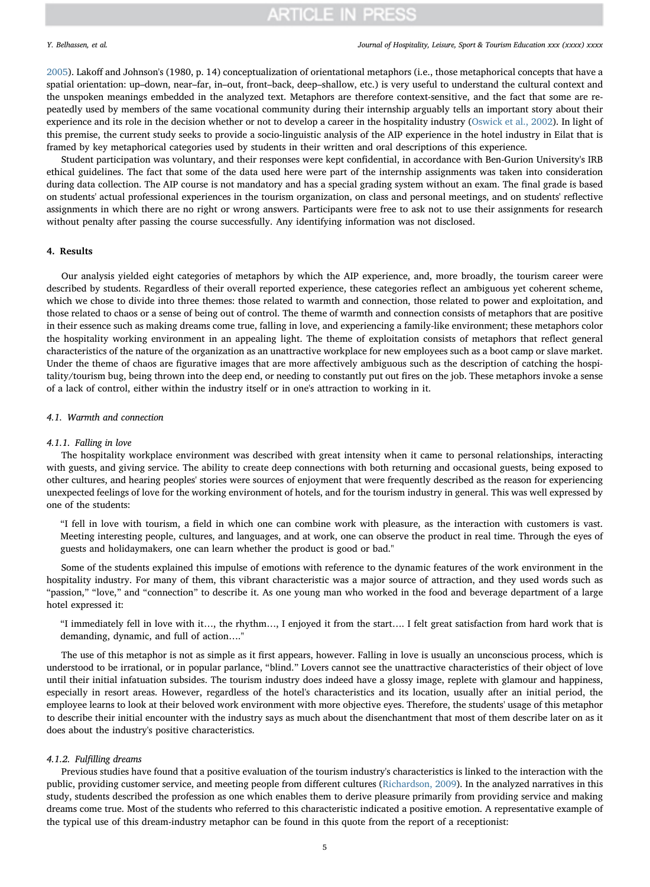2005). Lakoff and Johnson's (1980, p. 14) conceptualization of orientational metaphors (i.e., those metaphorical concepts that have a spatial orientation: up–down, near–far, in–out, front–back, deep–shallow, etc.) is very useful to understand the cultural context and the unspoken meanings embedded in the analyzed text. Metaphors are therefore context-sensitive, and the fact that some are repeatedly used by members of the same vocational community during their internship arguably tells an important story about their experience and its role in the decision whether or not to develop a career in the hospitality industry (Oswick et al., 2002). In light of this premise, the current study seeks to provide a socio-linguistic analysis of the AIP experience in the hotel industry in Eilat that is framed by key metaphorical categories used by students in their written and oral descriptions of this experience.

Student participation was voluntary, and their responses were kept confidential, in accordance with Ben-Gurion University's IRB ethical guidelines. The fact that some of the data used here were part of the internship assignments was taken into consideration during data collection. The AIP course is not mandatory and has a special grading system without an exam. The final grade is based on students' actual professional experiences in the tourism organization, on class and personal meetings, and on students' reflective assignments in which there are no right or wrong answers. Participants were free to ask not to use their assignments for research without penalty after passing the course successfully. Any identifying information was not disclosed.

## 4. Results

Our analysis yielded eight categories of metaphors by which the AIP experience, and, more broadly, the tourism career were described by students. Regardless of their overall reported experience, these categories reflect an ambiguous yet coherent scheme, which we chose to divide into three themes: those related to warmth and connection, those related to power and exploitation, and those related to chaos or a sense of being out of control. The theme of warmth and connection consists of metaphors that are positive in their essence such as making dreams come true, falling in love, and experiencing a family-like environment; these metaphors color the hospitality working environment in an appealing light. The theme of exploitation consists of metaphors that reflect general characteristics of the nature of the organization as an unattractive workplace for new employees such as a boot camp or slave market. Under the theme of chaos are figurative images that are more affectively ambiguous such as the description of catching the hospitality/tourism bug, being thrown into the deep end, or needing to constantly put out fires on the job. These metaphors invoke a sense of a lack of control, either within the industry itself or in one's attraction to working in it.

### 4.1. Warmth and connection

#### 4.1.1. Falling in love

The hospitality workplace environment was described with great intensity when it came to personal relationships, interacting with guests, and giving service. The ability to create deep connections with both returning and occasional guests, being exposed to other cultures, and hearing peoples' stories were sources of enjoyment that were frequently described as the reason for experiencing unexpected feelings of love for the working environment of hotels, and for the tourism industry in general. This was well expressed by one of the students:

> "I fell in love with tourism, a field in which one can combine work with pleasure, as the interaction with customers is vast. Meeting interesting people, cultures, and languages, and at work, one can observe the product in real time. Through the eyes of guests and holidaymakers, one can learn whether the product is good or bad."

Some of the students explained this impulse of emotions with reference to the dynamic features of the work environment in the hospitality industry. For many of them, this vibrant characteristic was a major source of attraction, and they used words such as "passion," "love," and "connection" to describe it. As one young man who worked in the food and beverage department of a large hotel expressed it:

> "I immediately fell in love with it…, the rhythm…, I enjoyed it from the start…. I felt great satisfaction from hard work that is demanding, dynamic, and full of action…."

The use of this metaphor is not as simple as it first appears, however. Falling in love is usually an unconscious process, which is understood to be irrational, or in popular parlance, "blind." Lovers cannot see the unattractive characteristics of their object of love until their initial infatuation subsides. The tourism industry does indeed have a glossy image, replete with glamour and happiness, especially in resort areas. However, regardless of the hotel's characteristics and its location, usually after an initial period, the employee learns to look at their beloved work environment with more objective eyes. Therefore, the students' usage of this metaphor to describe their initial encounter with the industry says as much about the disenchantment that most of them describe later on as it does about the industry's positive characteristics.

#### 4.1.2. Fulfilling dreams

Previous studies have found that a positive evaluation of the tourism industry's characteristics is linked to the interaction with the public, providing customer service, and meeting people from different cultures (Richardson, 2009). In the analyzed narratives in this study, students described the profession as one which enables them to derive pleasure primarily from providing service and making dreams come true. Most of the students who referred to this characteristic indicated a positive emotion. A representative example of the typical use of this dream-industry metaphor can be found in this quote from the report of a receptionist: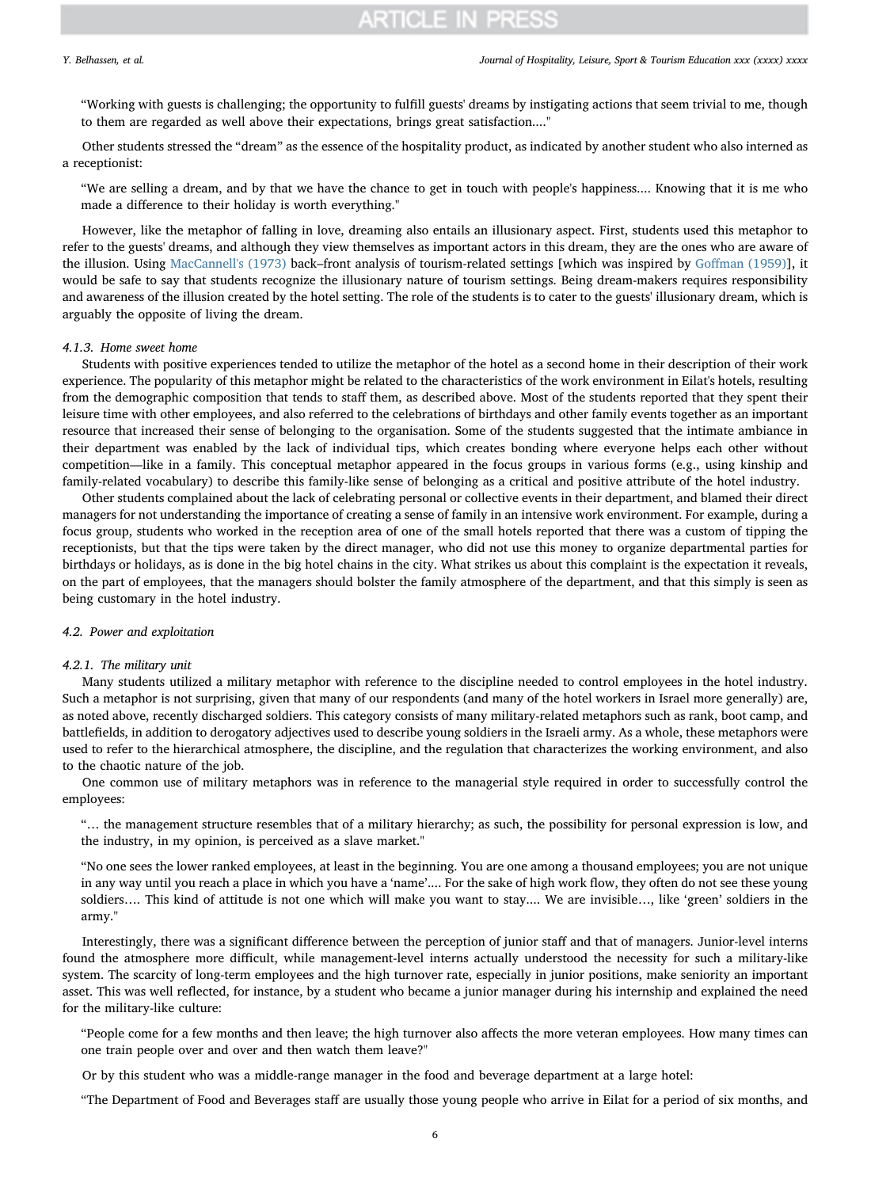> “Working with guests is challenging; the opportunity to fulfill guests' dreams by instigating actions that seem trivial to me, though to them are regarded as well above their expectations, brings great satisfaction....”

Other students stressed the “dream” as the essence of the hospitality product, as indicated by another student who also interned as a receptionist:

> “We are selling a dream, and by that we have the chance to get in touch with people's happiness.... Knowing that it is me who made a difference to their holiday is worth everything.”

However, like the metaphor of falling in love, dreaming also entails an illusionary aspect. First, students used this metaphor to refer to the guests' dreams, and although they view themselves as important actors in this dream, they are the ones who are aware of the illusion. Using MacCannell's (1973) back–front analysis of tourism-related settings [which was inspired by Goffman (1959)], it would be safe to say that students recognize the illusionary nature of tourism settings. Being dream-makers requires responsibility and awareness of the illusion created by the hotel setting. The role of the students is to cater to the guests' illusionary dream, which is arguably the opposite of living the dream.

#### 4.1.3. Home sweet home

Students with positive experiences tended to utilize the metaphor of the hotel as a second home in their description of their work experience. The popularity of this metaphor might be related to the characteristics of the work environment in Eilat's hotels, resulting from the demographic composition that tends to staff them, as described above. Most of the students reported that they spent their leisure time with other employees, and also referred to the celebrations of birthdays and other family events together as an important resource that increased their sense of belonging to the organisation. Some of the students suggested that the intimate ambiance in their department was enabled by the lack of individual tips, which creates bonding where everyone helps each other without competition—like in a family. This conceptual metaphor appeared in the focus groups in various forms (e.g., using kinship and family-related vocabulary) to describe this family-like sense of belonging as a critical and positive attribute of the hotel industry.

Other students complained about the lack of celebrating personal or collective events in their department, and blamed their direct managers for not understanding the importance of creating a sense of family in an intensive work environment. For example, during a focus group, students who worked in the reception area of one of the small hotels reported that there was a custom of tipping the receptionists, but that the tips were taken by the direct manager, who did not use this money to organize departmental parties for birthdays or holidays, as is done in the big hotel chains in the city. What strikes us about this complaint is the expectation it reveals, on the part of employees, that the managers should bolster the family atmosphere of the department, and that this simply is seen as being customary in the hotel industry.

### 4.2. Power and exploitation

#### 4.2.1. The military unit

Many students utilized a military metaphor with reference to the discipline needed to control employees in the hotel industry. Such a metaphor is not surprising, given that many of our respondents (and many of the hotel workers in Israel more generally) are, as noted above, recently discharged soldiers. This category consists of many military-related metaphors such as rank, boot camp, and battlefields, in addition to derogatory adjectives used to describe young soldiers in the Israeli army. As a whole, these metaphors were used to refer to the hierarchical atmosphere, the discipline, and the regulation that characterizes the working environment, and also to the chaotic nature of the job.

One common use of military metaphors was in reference to the managerial style required in order to successfully control the employees:

> “… the management structure resembles that of a military hierarchy; as such, the possibility for personal expression is low, and the industry, in my opinion, is perceived as a slave market.”

> “No one sees the lower ranked employees, at least in the beginning. You are one among a thousand employees; you are not unique in any way until you reach a place in which you have a ‘name’.... For the sake of high work flow, they often do not see these young soldiers…. This kind of attitude is not one which will make you want to stay.... We are invisible…, like ‘green’ soldiers in the army.”

Interestingly, there was a significant difference between the perception of junior staff and that of managers. Junior-level interns found the atmosphere more difficult, while management-level interns actually understood the necessity for such a military-like system. The scarcity of long-term employees and the high turnover rate, especially in junior positions, make seniority an important asset. This was well reflected, for instance, by a student who became a junior manager during his internship and explained the need for the military-like culture:

> “People come for a few months and then leave; the high turnover also affects the more veteran employees. How many times can one train people over and over and then watch them leave?”

Or by this student who was a middle-range manager in the food and beverage department at a large hotel:

> “The Department of Food and Beverages staff are usually those young people who arrive in Eilat for a period of six months, and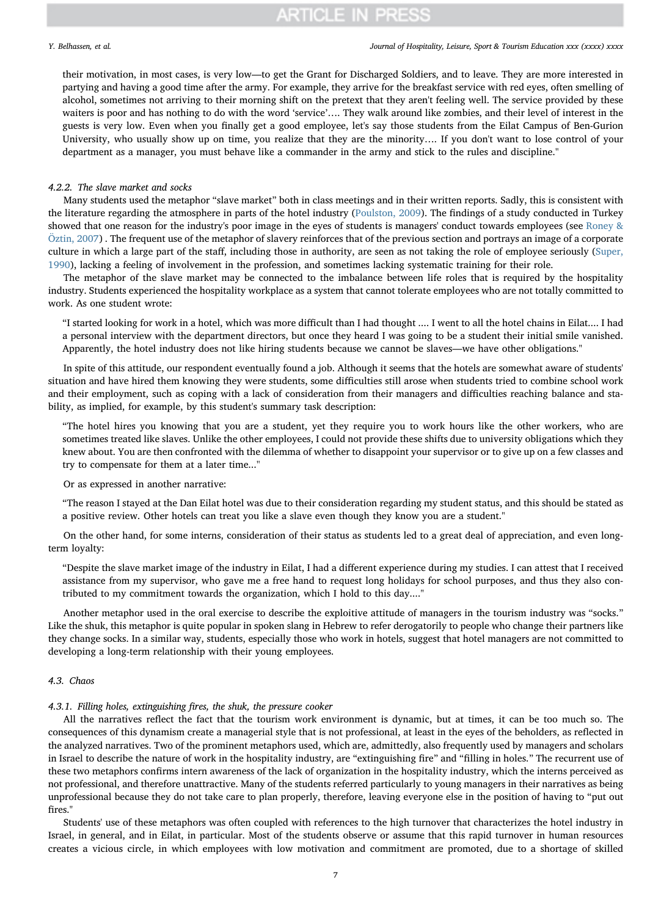their motivation, in most cases, is very low—to get the Grant for Discharged Soldiers, and to leave. They are more interested in partying and having a good time after the army. For example, they arrive for the breakfast service with red eyes, often smelling of alcohol, sometimes not arriving to their morning shift on the pretext that they aren't feeling well. The service provided by these waiters is poor and has nothing to do with the word 'service'…. They walk around like zombies, and their level of interest in the guests is very low. Even when you finally get a good employee, let's say those students from the Eilat Campus of Ben-Gurion University, who usually show up on time, you realize that they are the minority…. If you don't want to lose control of your department as a manager, you must behave like a commander in the army and stick to the rules and discipline."

#### 4.2.2. The slave market and socks

Many students used the metaphor "slave market" both in class meetings and in their written reports. Sadly, this is consistent with the literature regarding the atmosphere in parts of the hotel industry (Poulston, 2009). The findings of a study conducted in Turkey showed that one reason for the industry's poor image in the eyes of students is managers' conduct towards employees (see Roney & Öztin, 2007) . The frequent use of the metaphor of slavery reinforces that of the previous section and portrays an image of a corporate culture in which a large part of the staff, including those in authority, are seen as not taking the role of employee seriously (Super, 1990), lacking a feeling of involvement in the profession, and sometimes lacking systematic training for their role.

The metaphor of the slave market may be connected to the imbalance between life roles that is required by the hospitality industry. Students experienced the hospitality workplace as a system that cannot tolerate employees who are not totally committed to work. As one student wrote:

> "I started looking for work in a hotel, which was more difficult than I had thought …. I went to all the hotel chains in Eilat…. I had a personal interview with the department directors, but once they heard I was going to be a student their initial smile vanished. Apparently, the hotel industry does not like hiring students because we cannot be slaves—we have other obligations."

In spite of this attitude, our respondent eventually found a job. Although it seems that the hotels are somewhat aware of students' situation and have hired them knowing they were students, some difficulties still arose when students tried to combine school work and their employment, such as coping with a lack of consideration from their managers and difficulties reaching balance and stability, as implied, for example, by this student's summary task description:

> "The hotel hires you knowing that you are a student, yet they require you to work hours like the other workers, who are sometimes treated like slaves. Unlike the other employees, I could not provide these shifts due to university obligations which they knew about. You are then confronted with the dilemma of whether to disappoint your supervisor or to give up on a few classes and try to compensate for them at a later time..."

Or as expressed in another narrative:

> "The reason I stayed at the Dan Eilat hotel was due to their consideration regarding my student status, and this should be stated as a positive review. Other hotels can treat you like a slave even though they know you are a student."

On the other hand, for some interns, consideration of their status as students led to a great deal of appreciation, and even long-term loyalty:

> "Despite the slave market image of the industry in Eilat, I had a different experience during my studies. I can attest that I received assistance from my supervisor, who gave me a free hand to request long holidays for school purposes, and thus they also contributed to my commitment towards the organization, which I hold to this day…."

Another metaphor used in the oral exercise to describe the exploitive attitude of managers in the tourism industry was "socks." Like the shuk, this metaphor is quite popular in spoken slang in Hebrew to refer derogatorily to people who change their partners like they change socks. In a similar way, students, especially those who work in hotels, suggest that hotel managers are not committed to developing a long-term relationship with their young employees.

### 4.3. Chaos

#### 4.3.1. Filling holes, extinguishing fires, the shuk, the pressure cooker

All the narratives reflect the fact that the tourism work environment is dynamic, but at times, it can be too much so. The consequences of this dynamism create a managerial style that is not professional, at least in the eyes of the beholders, as reflected in the analyzed narratives. Two of the prominent metaphors used, which are, admittedly, also frequently used by managers and scholars in Israel to describe the nature of work in the hospitality industry, are "extinguishing fire" and "filling in holes." The recurrent use of these two metaphors confirms intern awareness of the lack of organization in the hospitality industry, which the interns perceived as not professional, and therefore unattractive. Many of the students referred particularly to young managers in their narratives as being unprofessional because they do not take care to plan properly, therefore, leaving everyone else in the position of having to "put out fires."

Students' use of these metaphors was often coupled with references to the high turnover that characterizes the hotel industry in Israel, in general, and in Eilat, in particular. Most of the students observe or assume that this rapid turnover in human resources creates a vicious circle, in which employees with low motivation and commitment are promoted, due to a shortage of skilled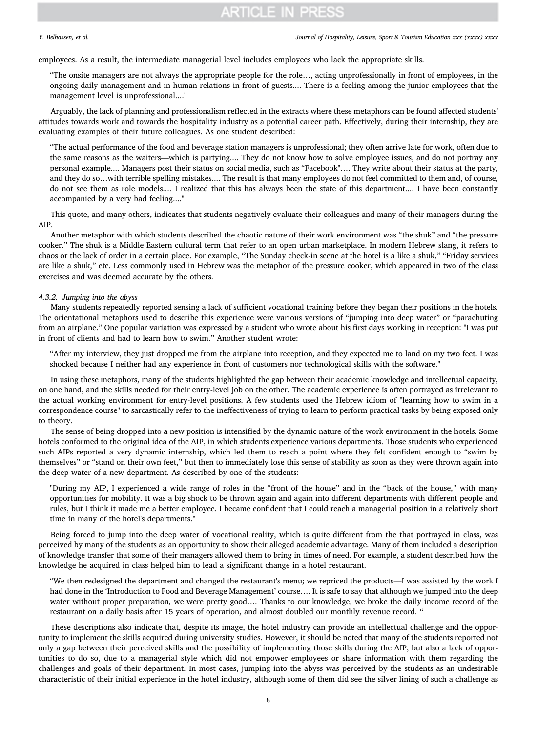employees. As a result, the intermediate managerial level includes employees who lack the appropriate skills.

> "The onsite managers are not always the appropriate people for the role…, acting unprofessionally in front of employees, in the ongoing daily management and in human relations in front of guests.... There is a feeling among the junior employees that the management level is unprofessional...."

Arguably, the lack of planning and professionalism reflected in the extracts where these metaphors can be found affected students' attitudes towards work and towards the hospitality industry as a potential career path. Effectively, during their internship, they are evaluating examples of their future colleagues. As one student described:

> "The actual performance of the food and beverage station managers is unprofessional; they often arrive late for work, often due to the same reasons as the waiters—which is partying.... They do not know how to solve employee issues, and do not portray any personal example.... Managers post their status on social media, such as "Facebook"…. They write about their status at the party, and they do so…with terrible spelling mistakes.... The result is that many employees do not feel committed to them and, of course, do not see them as role models.... I realized that this has always been the state of this department.... I have been constantly accompanied by a very bad feeling...."

This quote, and many others, indicates that students negatively evaluate their colleagues and many of their managers during the AIP.

Another metaphor with which students described the chaotic nature of their work environment was "the shuk" and "the pressure cooker." The shuk is a Middle Eastern cultural term that refer to an open urban marketplace. In modern Hebrew slang, it refers to chaos or the lack of order in a certain place. For example, "The Sunday check-in scene at the hotel is a like a shuk," "Friday services are like a shuk," etc. Less commonly used in Hebrew was the metaphor of the pressure cooker, which appeared in two of the class exercises and was deemed accurate by the others.

#### 4.3.2. Jumping into the abyss

Many students repeatedly reported sensing a lack of sufficient vocational training before they began their positions in the hotels. The orientational metaphors used to describe this experience were various versions of "jumping into deep water" or "parachuting from an airplane." One popular variation was expressed by a student who wrote about his first days working in reception: "I was put in front of clients and had to learn how to swim." Another student wrote:

> "After my interview, they just dropped me from the airplane into reception, and they expected me to land on my two feet. I was shocked because I neither had any experience in front of customers nor technological skills with the software."

In using these metaphors, many of the students highlighted the gap between their academic knowledge and intellectual capacity, on one hand, and the skills needed for their entry-level job on the other. The academic experience is often portrayed as irrelevant to the actual working environment for entry-level positions. A few students used the Hebrew idiom of "learning how to swim in a correspondence course" to sarcastically refer to the ineffectiveness of trying to learn to perform practical tasks by being exposed only to theory.

The sense of being dropped into a new position is intensified by the dynamic nature of the work environment in the hotels. Some hotels conformed to the original idea of the AIP, in which students experience various departments. Those students who experienced such AIPs reported a very dynamic internship, which led them to reach a point where they felt confident enough to "swim by themselves" or "stand on their own feet," but then to immediately lose this sense of stability as soon as they were thrown again into the deep water of a new department. As described by one of the students:

> "During my AIP, I experienced a wide range of roles in the "front of the house" and in the "back of the house," with many opportunities for mobility. It was a big shock to be thrown again and again into different departments with different people and rules, but I think it made me a better employee. I became confident that I could reach a managerial position in a relatively short time in many of the hotel's departments."

Being forced to jump into the deep water of vocational reality, which is quite different from the that portrayed in class, was perceived by many of the students as an opportunity to show their alleged academic advantage. Many of them included a description of knowledge transfer that some of their managers allowed them to bring in times of need. For example, a student described how the knowledge he acquired in class helped him to lead a significant change in a hotel restaurant.

> "We then redesigned the department and changed the restaurant's menu; we repriced the products—I was assisted by the work I had done in the 'Introduction to Food and Beverage Management' course…. It is safe to say that although we jumped into the deep water without proper preparation, we were pretty good…. Thanks to our knowledge, we broke the daily income record of the restaurant on a daily basis after 15 years of operation, and almost doubled our monthly revenue record. "

These descriptions also indicate that, despite its image, the hotel industry can provide an intellectual challenge and the opportunity to implement the skills acquired during university studies. However, it should be noted that many of the students reported not only a gap between their perceived skills and the possibility of implementing those skills during the AIP, but also a lack of opportunities to do so, due to a managerial style which did not empower employees or share information with them regarding the challenges and goals of their department. In most cases, jumping into the abyss was perceived by the students as an undesirable characteristic of their initial experience in the hotel industry, although some of them did see the silver lining of such a challenge as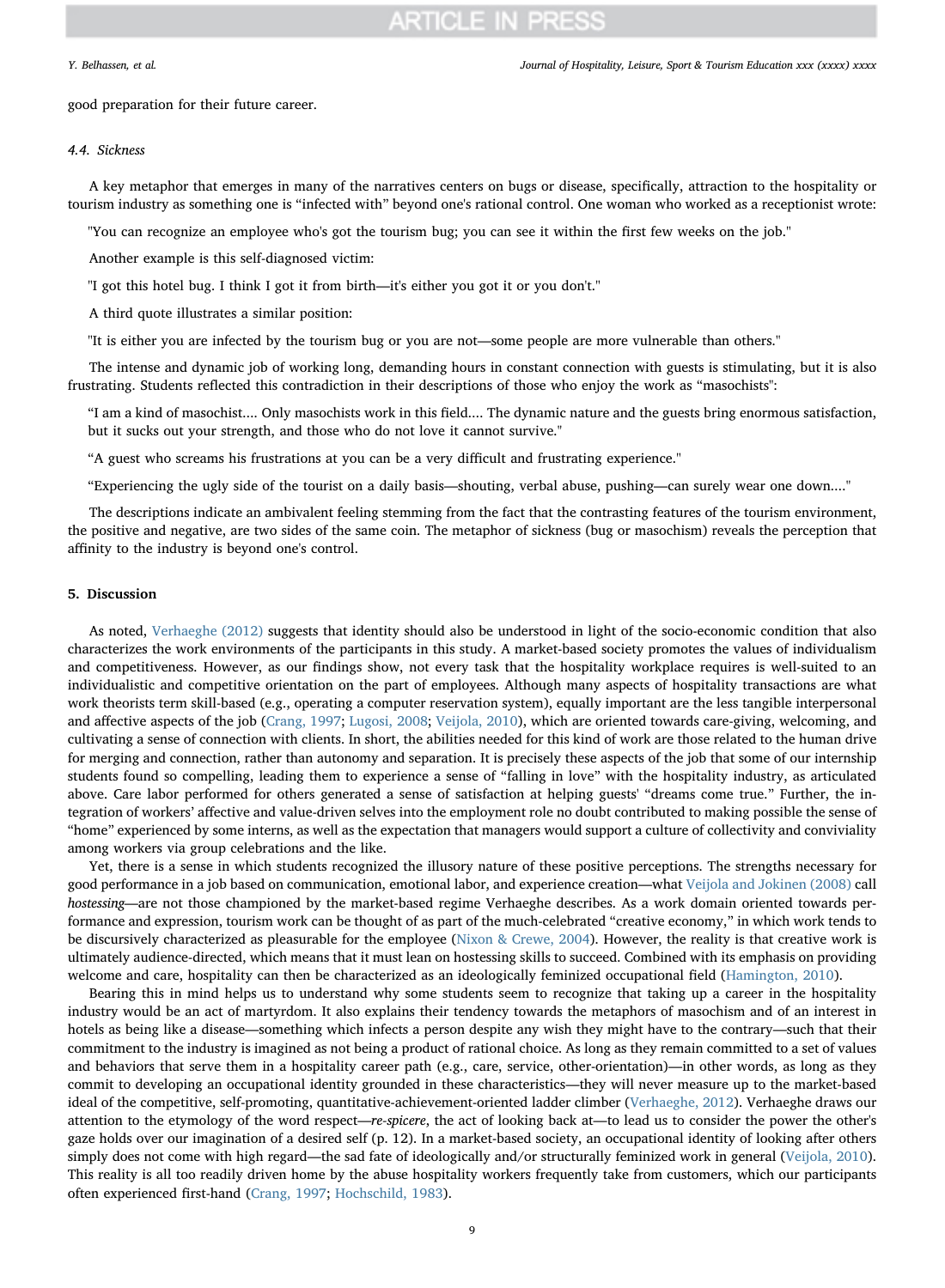good preparation for their future career.

### 4.4. Sickness

A key metaphor that emerges in many of the narratives centers on bugs or disease, specifically, attraction to the hospitality or tourism industry as something one is "infected with" beyond one's rational control. One woman who worked as a receptionist wrote:

> "You can recognize an employee who's got the tourism bug; you can see it within the first few weeks on the job."

Another example is this self-diagnosed victim:

> "I got this hotel bug. I think I got it from birth—it's either you got it or you don't."

A third quote illustrates a similar position:

> "It is either you are infected by the tourism bug or you are not—some people are more vulnerable than others."

The intense and dynamic job of working long, demanding hours in constant connection with guests is stimulating, but it is also frustrating. Students reflected this contradiction in their descriptions of those who enjoy the work as "masochists":

> "I am a kind of masochist.... Only masochists work in this field.... The dynamic nature and the guests bring enormous satisfaction, but it sucks out your strength, and those who do not love it cannot survive."

> "A guest who screams his frustrations at you can be a very difficult and frustrating experience."

> "Experiencing the ugly side of the tourist on a daily basis—shouting, verbal abuse, pushing—can surely wear one down...."

The descriptions indicate an ambivalent feeling stemming from the fact that the contrasting features of the tourism environment, the positive and negative, are two sides of the same coin. The metaphor of sickness (bug or masochism) reveals the perception that affinity to the industry is beyond one's control.

## 5. Discussion

As noted, Verhaeghe (2012) suggests that identity should also be understood in light of the socio-economic condition that also characterizes the work environments of the participants in this study. A market-based society promotes the values of individualism and competitiveness. However, as our findings show, not every task that the hospitality workplace requires is well-suited to an individualistic and competitive orientation on the part of employees. Although many aspects of hospitality transactions are what work theorists term skill-based (e.g., operating a computer reservation system), equally important are the less tangible interpersonal and affective aspects of the job (Crang, 1997; Lugosi, 2008; Veijola, 2010), which are oriented towards care-giving, welcoming, and cultivating a sense of connection with clients. In short, the abilities needed for this kind of work are those related to the human drive for merging and connection, rather than autonomy and separation. It is precisely these aspects of the job that some of our internship students found so compelling, leading them to experience a sense of "falling in love" with the hospitality industry, as articulated above. Care labor performed for others generated a sense of satisfaction at helping guests' "dreams come true." Further, the integration of workers' affective and value-driven selves into the employment role no doubt contributed to making possible the sense of "home" experienced by some interns, as well as the expectation that managers would support a culture of collectivity and conviviality among workers via group celebrations and the like.

Yet, there is a sense in which students recognized the illusory nature of these positive perceptions. The strengths necessary for good performance in a job based on communication, emotional labor, and experience creation—what Veijola and Jokinen (2008) call *hostessing*—are not those championed by the market-based regime Verhaeghe describes. As a work domain oriented towards performance and expression, tourism work can be thought of as part of the much-celebrated "creative economy," in which work tends to be discursively characterized as pleasurable for the employee (Nixon & Crewe, 2004). However, the reality is that creative work is ultimately audience-directed, which means that it must lean on hostessing skills to succeed. Combined with its emphasis on providing welcome and care, hospitality can then be characterized as an ideologically feminized occupational field (Hamington, 2010).

Bearing this in mind helps us to understand why some students seem to recognize that taking up a career in the hospitality industry would be an act of martyrdom. It also explains their tendency towards the metaphors of masochism and of an interest in hotels as being like a disease—something which infects a person despite any wish they might have to the contrary—such that their commitment to the industry is imagined as not being a product of rational choice. As long as they remain committed to a set of values and behaviors that serve them in a hospitality career path (e.g., care, service, other-orientation)—in other words, as long as they commit to developing an occupational identity grounded in these characteristics—they will never measure up to the market-based ideal of the competitive, self-promoting, quantitative-achievement-oriented ladder climber (Verhaeghe, 2012). Verhaeghe draws our attention to the etymology of the word respect—*re-spicere*, the act of looking back at—to lead us to consider the power the other's gaze holds over our imagination of a desired self (p. 12). In a market-based society, an occupational identity of looking after others simply does not come with high regard—the sad fate of ideologically and/or structurally feminized work in general (Veijola, 2010). This reality is all too readily driven home by the abuse hospitality workers frequently take from customers, which our participants often experienced first-hand (Crang, 1997; Hochschild, 1983).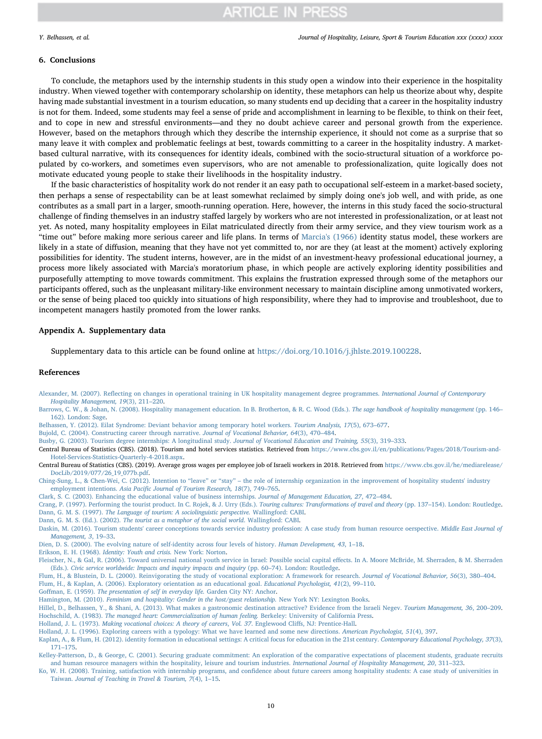## 6. Conclusions

To conclude, the metaphors used by the internship students in this study open a window into their experience in the hospitality industry. When viewed together with contemporary scholarship on identity, these metaphors can help us theorize about why, despite having made substantial investment in a tourism education, so many students end up deciding that a career in the hospitality industry is not for them. Indeed, some students may feel a sense of pride and accomplishment in learning to be flexible, to think on their feet, and to cope in new and stressful environments—and they no doubt achieve career and personal growth from the experience. However, based on the metaphors through which they describe the internship experience, it should not come as a surprise that so many leave it with complex and problematic feelings at best, towards committing to a career in the hospitality industry. A market-based cultural narrative, with its consequences for identity ideals, combined with the socio-structural situation of a workforce populated by co-workers, and sometimes even supervisors, who are not amenable to professionalization, quite logically does not motivate educated young people to stake their livelihoods in the hospitality industry.

If the basic characteristics of hospitality work do not render it an easy path to occupational self-esteem in a market-based society, then perhaps a sense of respectability can be at least somewhat reclaimed by simply doing one's job well, and with pride, as one contributes as a small part in a larger, smooth-running operation. Here, however, the interns in this study faced the socio-structural challenge of finding themselves in an industry staffed largely by workers who are not interested in professionalization, or at least not yet. As noted, many hospitality employees in Eilat matriculated directly from their army service, and they view tourism work as a "time out" before making more serious career and life plans. In terms of Marcia's (1966) identity status model, these workers are likely in a state of diffusion, meaning that they have not yet committed to, nor are they (at least at the moment) actively exploring possibilities for identity. The student interns, however, are in the midst of an investment-heavy professional educational journey, a process more likely associated with Marcia's moratorium phase, in which people are actively exploring identity possibilities and purposefully attempting to move towards commitment. This explains the frustration expressed through some of the metaphors our participants offered, such as the unpleasant military-like environment necessary to maintain discipline among unmotivated workers, or the sense of being placed too quickly into situations of high responsibility, where they had to improvise and troubleshoot, due to incompetent managers hastily promoted from the lower ranks.

## Appendix A. Supplementary data

Supplementary data to this article can be found online at https://doi.org/10.1016/j.jhlste.2019.100228.

## References

Alexander, M. (2007). Reflecting on changes in operational training in UK hospitality management degree programmes. *International Journal of Contemporary Hospitality Management, 19*(3), 211–220.

Barrows, C. W., & Johan, N. (2008). Hospitality management education. In B. Brotherton, & R. C. Wood (Eds.). *The sage handbook of hospitality management* (pp. 146–162). London: Sage.

Belhassen, Y. (2012). Eilat Syndrome: Deviant behavior among temporary hotel workers. *Tourism Analysis, 17*(5), 673–677.

Bujold, C. (2004). Constructing career through narrative. *Journal of Vocational Behavior, 64*(3), 470–484.

Busby, G. (2003). Tourism degree internships: A longitudinal study. *Journal of Vocational Education and Training, 55*(3), 319–333.

Central Bureau of Statistics (CBS). (2018). Tourism and hotel services statistics. Retrieved from https://www.cbs.gov.il/en/publications/Pages/2018/Tourism-and-Hotel-Services-Statistics-Quarterly-4-2018.aspx.

Central Bureau of Statistics (CBS). (2019). Average gross wages per employee job of Israeli workers in 2018. Retrieved from https://www.cbs.gov.il/he/mediarelease/DocLib/2019/077/26_19_077b.pdf.

Ching-Sung, L., & Chen-Wei, C. (2012). Intention to "leave" or "stay" – the role of internship organization in the improvement of hospitality students' industry employment intentions. *Asia Pacific Journal of Tourism Research, 18*(7), 749–765.

Clark, S. C. (2003). Enhancing the educational value of business internships. *Journal of Management Education, 27*, 472–484.

Crang, P. (1997). Performing the tourist product. In C. Rojek, & J. Urry (Eds.). *Touring cultures: Transformations of travel and theory* (pp. 137–154). London: Routledge.

Dann, G. M. S. (1997). *The Language of tourism: A sociolinguistic perspective.* Wallingford: CABI.

Dann, G. M. S. (Ed.). (2002). *The tourist as a metaphor of the social world.* Wallingford: CABI.

Daskin, M. (2016). Tourism students' career conceptions towards service industry profession: A case study from human resource oerspective. *Middle East Journal of Management, 3*, 19–33.

Dien, D. S. (2000). The evolving nature of self-identity across four levels of history. *Human Development, 43*, 1–18.

Erikson, E. H. (1968). *Identity: Youth and crisis.* New York: Norton.

Fleischer, N., & Gal, R. (2006). Toward universal national youth service in Israel: Possible social capital effects. In A. Moore McBride, M. Sherraden, & M. Sherraden (Eds.). *Civic service worldwide: Impacts and inquiry impacts and inquiry* (pp. 60–74). London: Routledge.

Flum, H., & Blustein, D. L. (2000). Reinvigorating the study of vocational exploration: A framework for research. *Journal of Vocational Behavior, 56*(3), 380–404.

Flum, H., & Kaplan, A. (2006). Exploratory orientation as an educational goal. *Educational Psychologist, 41*(2), 99–110.

Goffman, E. (1959). *The presentation of self in everyday life.* Garden City NY: Anchor.

Hamington, M. (2010). *Feminism and hospitality: Gender in the host/guest relationship.* New York NY: Lexington Books.

Hillel, D., Belhassen, Y., & Shani, A. (2013). What makes a gastronomic destination attractive? Evidence from the Israeli Negev. *Tourism Management, 36*, 200–209.

Hochschild, A. (1983). *The managed heart: Commercialization of human feeling.* Berkeley: University of California Press.

Holland, J. L. (1973). *Making vocational choices: A theory of careers, Vol. 37.* Englewood Cliffs, NJ: Prentice-Hall.

Holland, J. L. (1996). Exploring careers with a typology: What we have learned and some new directions. *American Psychologist, 51*(4), 397.

Kaplan, A., & Flum, H. (2012). identity formation in educational settings: A critical focus for education in the 21st century. *Contemporary Educational Psychology, 37*(3), 171–175.

Kelley-Patterson, D., & George, C. (2001). Securing graduate commitment: An exploration of the comparative expectations of placement students, graduate recruits and human resource managers within the hospitality, leisure and tourism industries. *International Journal of Hospitality Management, 20*, 311–323.

Ko, W. H. (2008). Training, satisfaction with internship programs, and confidence about future careers among hospitality students: A case study of universities in Taiwan. *Journal of Teaching in Travel & Tourism, 7*(4), 1–15.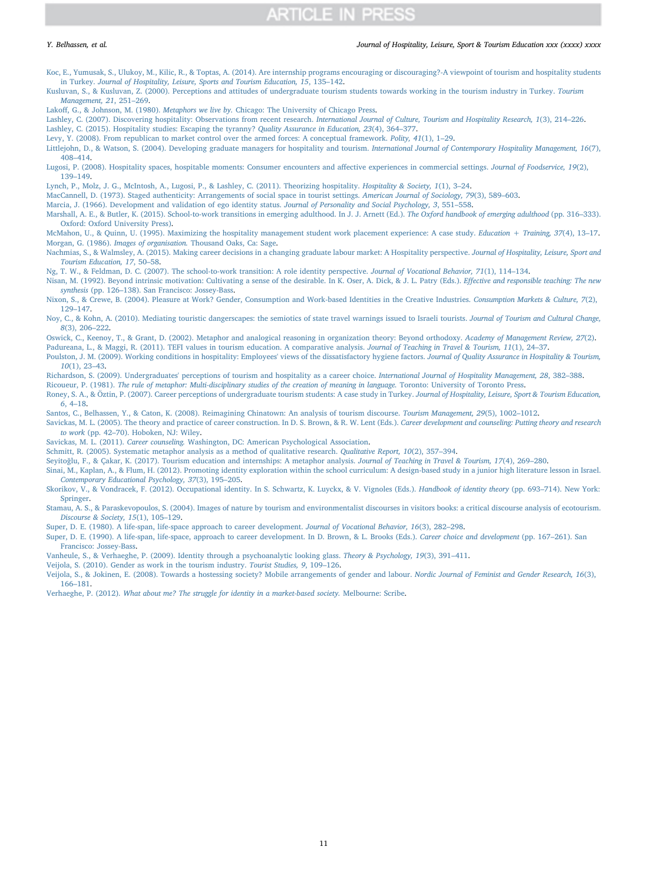Koc, E., Yumusak, S., Ulukoy, M., Kilic, R., & Toptas, A. (2014). Are internship programs encouraging or discouraging?-A viewpoint of tourism and hospitality students in Turkey. *Journal of Hospitality, Leisure, Sports and Tourism Education, 15*, 135–142.

Kusluvan, S., & Kusluvan, Z. (2000). Perceptions and attitudes of undergraduate tourism students towards working in the tourism industry in Turkey. *Tourism Management, 21*, 251–269.

Lakoff, G., & Johnson, M. (1980). *Metaphors we live by.* Chicago: The University of Chicago Press.

Lashley, C. (2007). Discovering hospitality: Observations from recent research. *International Journal of Culture, Tourism and Hospitality Research, 1*(3), 214–226.

Lashley, C. (2015). Hospitality studies: Escaping the tyranny? *Quality Assurance in Education, 23*(4), 364–377.

Levy, Y. (2008). From republican to market control over the armed forces: A conceptual framework. *Polity, 41*(1), 1–29.

Littlejohn, D., & Watson, S. (2004). Developing graduate managers for hospitality and tourism. *International Journal of Contemporary Hospitality Management, 16*(7), 408–414.

Lugosi, P. (2008). Hospitality spaces, hospitable moments: Consumer encounters and affective experiences in commercial settings. *Journal of Foodservice, 19*(2), 139–149.

Lynch, P., Molz, J. G., McIntosh, A., Lugosi, P., & Lashley, C. (2011). Theorizing hospitality. *Hospitality & Society, 1*(1), 3–24.

MacCannell, D. (1973). Staged authenticity: Arrangements of social space in tourist settings. *American Journal of Sociology, 79*(3), 589–603.

Marcia, J. (1966). Development and validation of ego identity status. *Journal of Personality and Social Psychology, 3*, 551–558.

Marshall, A. E., & Butler, K. (2015). School-to-work transitions in emerging adulthood. In J. J. Arnett (Ed.). *The Oxford handbook of emerging adulthood* (pp. 316–333). Oxford: Oxford University Press).

McMahon, U., & Quinn, U. (1995). Maximizing the hospitality management student work placement experience: A case study. *Education + Training, 37*(4), 13–17.

Morgan, G. (1986). *Images of organisation.* Thousand Oaks, Ca: Sage.

Nachmias, S., & Walmsley, A. (2015). Making career decisions in a changing graduate labour market: A Hospitality perspective. *Journal of Hospitality, Leisure, Sport and Tourism Education, 17*, 50–58.

Ng, T. W., & Feldman, D. C. (2007). The school-to-work transition: A role identity perspective. *Journal of Vocational Behavior, 71*(1), 114–134.

Nisan, M. (1992). Beyond intrinsic motivation: Cultivating a sense of the desirable. In K. Oser, A. Dick, & J. L. Patry (Eds.). *Effective and responsible teaching: The new synthesis* (pp. 126–138). San Francisco: Jossey-Bass.

Nixon, S., & Crewe, B. (2004). Pleasure at Work? Gender, Consumption and Work-based Identities in the Creative Industries. *Consumption Markets & Culture, 7*(2), 129–147.

Noy, C., & Kohn, A. (2010). Mediating touristic dangerscapes: the semiotics of state travel warnings issued to Israeli tourists. *Journal of Tourism and Cultural Change, 8*(3), 206–222.

Oswick, C., Keenoy, T., & Grant, D. (2002). Metaphor and analogical reasoning in organization theory: Beyond orthodoxy. *Academy of Management Review, 27*(2).

Padureana, L., & Maggi, R. (2011). TEFI values in tourism education. A comparative analysis. *Journal of Teaching in Travel & Tourism, 11*(1), 24–37.

Poulston, J. M. (2009). Working conditions in hospitality: Employees' views of the dissatisfactory hygiene factors. *Journal of Quality Assurance in Hospitality & Tourism, 10*(1), 23–43.

Richardson, S. (2009). Undergraduates' perceptions of tourism and hospitality as a career choice. *International Journal of Hospitality Management, 28*, 382–388.

Ricoeur, P. (1981). *The rule of metaphor: Multi-disciplinary studies of the creation of meaning in language.* Toronto: University of Toronto Press.

Roney, S. A., & Öztin, P. (2007). Career perceptions of undergraduate tourism students: A case study in Turkey. *Journal of Hospitality, Leisure, Sport & Tourism Education, 6*, 4–18.

Santos, C., Belhassen, Y., & Caton, K. (2008). Reimagining Chinatown: An analysis of tourism discourse. *Tourism Management, 29*(5), 1002–1012.

Savickas, M. L. (2005). The theory and practice of career construction. In D. S. Brown, & R. W. Lent (Eds.). *Career development and counseling: Putting theory and research to work* (pp. 42–70). Hoboken, NJ: Wiley.

Savickas, M. L. (2011). *Career counseling.* Washington, DC: American Psychological Association.

Schmitt, R. (2005). Systematic metaphor analysis as a method of qualitative research. *Qualitative Report, 10*(2), 357–394.

Seyitoğlu, F., & Çakar, K. (2017). Tourism education and internships: A metaphor analysis. *Journal of Teaching in Travel & Tourism, 17*(4), 269–280.

Sinai, M., Kaplan, A., & Flum, H. (2012). Promoting identity exploration within the school curriculum: A design-based study in a junior high literature lesson in Israel. *Contemporary Educational Psychology, 37*(3), 195–205.

Skorikov, V., & Vondracek, F. (2012). Occupational identity. In S. Schwartz, K. Luyckx, & V. Vignoles (Eds.). *Handbook of identity theory* (pp. 693–714). New York: Springer.

Stamau, A. S., & Paraskevopoulos, S. (2004). Images of nature by tourism and environmentalist discourses in visitors books: a critical discourse analysis of ecotourism. *Discourse & Society, 15*(1), 105–129.

Super, D. E. (1980). A life-span, life-space approach to career development. *Journal of Vocational Behavior, 16*(3), 282–298.

Super, D. E. (1990). A life-span, life-space, approach to career development. In D. Brown, & L. Brooks (Eds.). *Career choice and development* (pp. 167–261). San Francisco: Jossey-Bass.

Vanheule, S., & Verhaeghe, P. (2009). Identity through a psychoanalytic looking glass. *Theory & Psychology, 19*(3), 391–411.

Veijola, S. (2010). Gender as work in the tourism industry. *Tourist Studies, 9*, 109–126.

Veijola, S., & Jokinen, E. (2008). Towards a hostessing society? Mobile arrangements of gender and labour. *Nordic Journal of Feminist and Gender Research, 16*(3), 166–181.

Verhaeghe, P. (2012). *What about me? The struggle for identity in a market-based society.* Melbourne: Scribe.